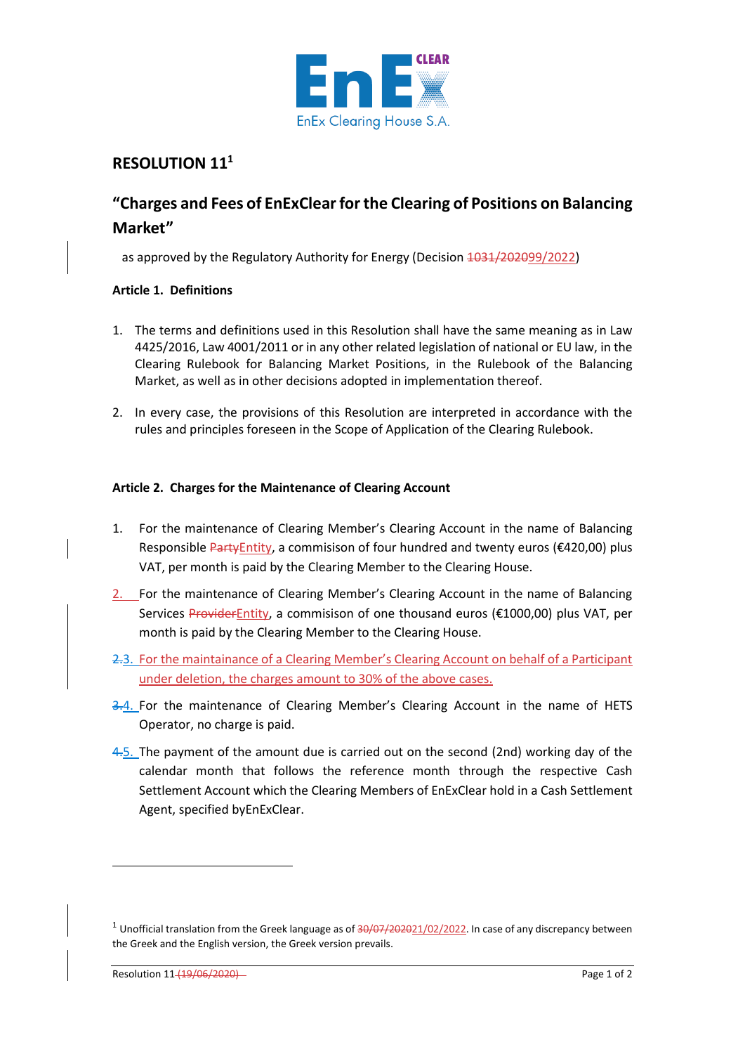# RESOLUTION 11[1]

## "Charges and Fees of EnExClear for the Clearing of Positions on Balancing Market"

as approved by the Regulatory Authority for Energy (Decision ~~1031/2020~~99/2022)

### Article 1. Definitions

1. The terms and definitions used in this Resolution shall have the same meaning as in Law 4425/2016, Law 4001/2011 or in any other related legislation of national or EU law, in the Clearing Rulebook for Balancing Market Positions, in the Rulebook of the Balancing Market, as well as in other decisions adopted in implementation thereof.

2. In every case, the provisions of this Resolution are interpreted in accordance with the rules and principles foreseen in the Scope of Application of the Clearing Rulebook.

### Article 2. Charges for the Maintenance of Clearing Account

1. For the maintenance of Clearing Member's Clearing Account in the name of Balancing Responsible ~~Party~~Entity, a commisison of four hundred and twenty euros (€420,00) plus VAT, per month is paid by the Clearing Member to the Clearing House.

2. For the maintenance of Clearing Member's Clearing Account in the name of Balancing Services ~~Provider~~Entity, a commisison of one thousand euros (€1000,00) plus VAT, per month is paid by the Clearing Member to the Clearing House.

~~2.~~3. For the maintainance of a Clearing Member's Clearing Account on behalf of a Participant under deletion, the charges amount to 30% of the above cases.

~~3.~~4. For the maintenance of Clearing Member's Clearing Account in the name of HETS Operator, no charge is paid.

~~4.~~5. The payment of the amount due is carried out on the second (2nd) working day of the calendar month that follows the reference month through the respective Cash Settlement Account which the Clearing Members of EnExClear hold in a Cash Settlement Agent, specified byEnExClear.

---

[1] Unofficial translation from the Greek language as of ~~30/07/2020~~21/02/2022. In case of any discrepancy between the Greek and the English version, the Greek version prevails.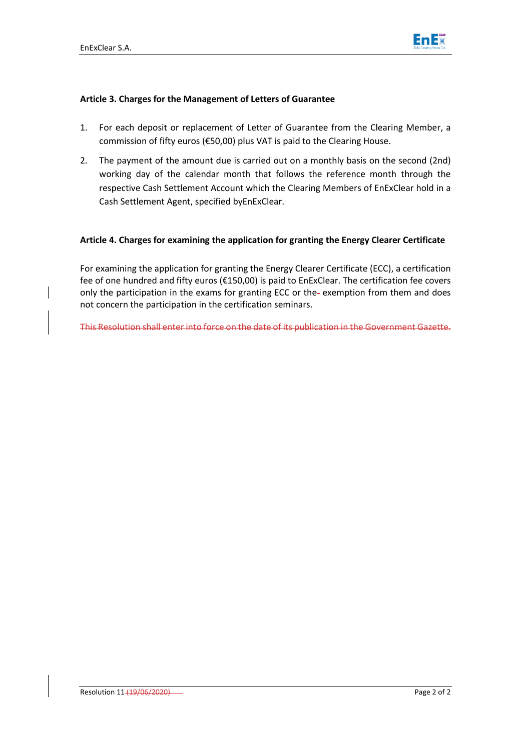### Article 3. Charges for the Management of Letters of Guarantee

1. For each deposit or replacement of Letter of Guarantee from the Clearing Member, a commission of fifty euros (€50,00) plus VAT is paid to the Clearing House.
2. The payment of the amount due is carried out on a monthly basis on the second (2nd) working day of the calendar month that follows the reference month through the respective Cash Settlement Account which the Clearing Members of EnExClear hold in a Cash Settlement Agent, specified byEnExClear.

### Article 4. Charges for examining the application for granting the Energy Clearer Certificate

For examining the application for granting the Energy Clearer Certificate (ECC), a certification fee of one hundred and fifty euros (€150,00) is paid to EnExClear. The certification fee covers only the participation in the exams for granting ECC or the exemption from them and does not concern the participation in the certification seminars.

~~This Resolution shall enter into force on the date of its publication in the Government Gazette.~~